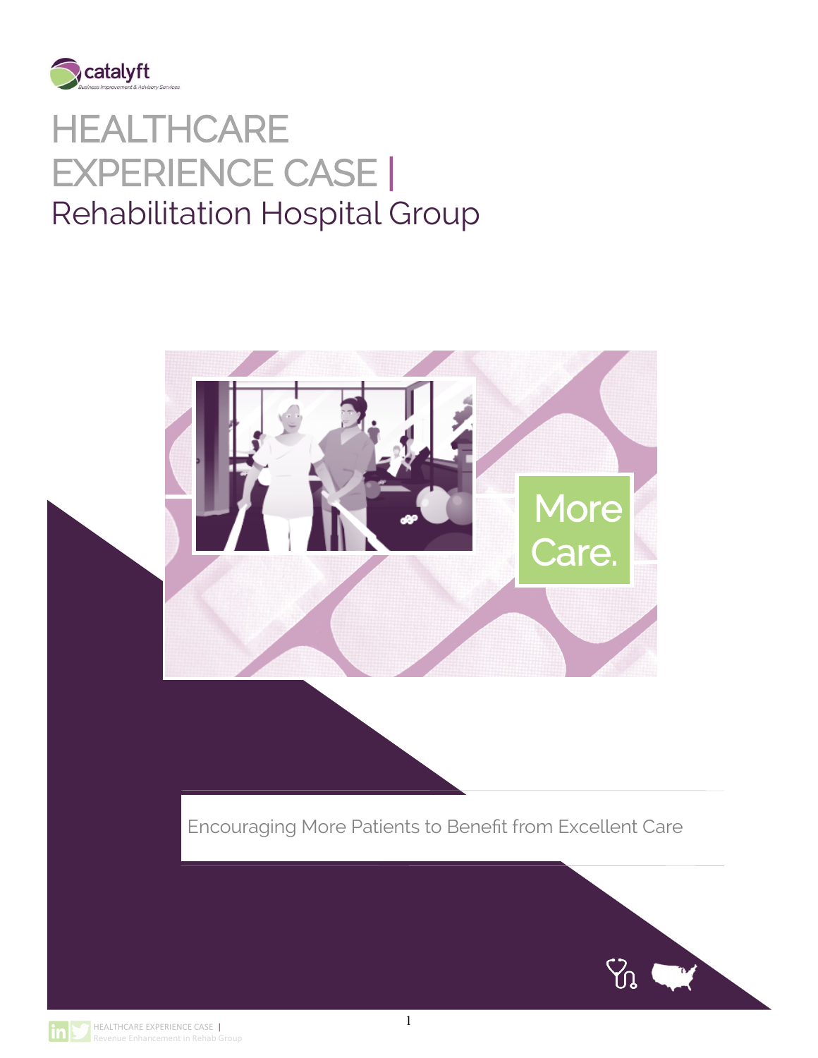catalyft

Business Improvement & Advisory Services

# HEALTHCARE EXPERIENCE CASE | Rehabilitation Hospital Group

More Care.

Encouraging More Patients to Benefit from Excellent Care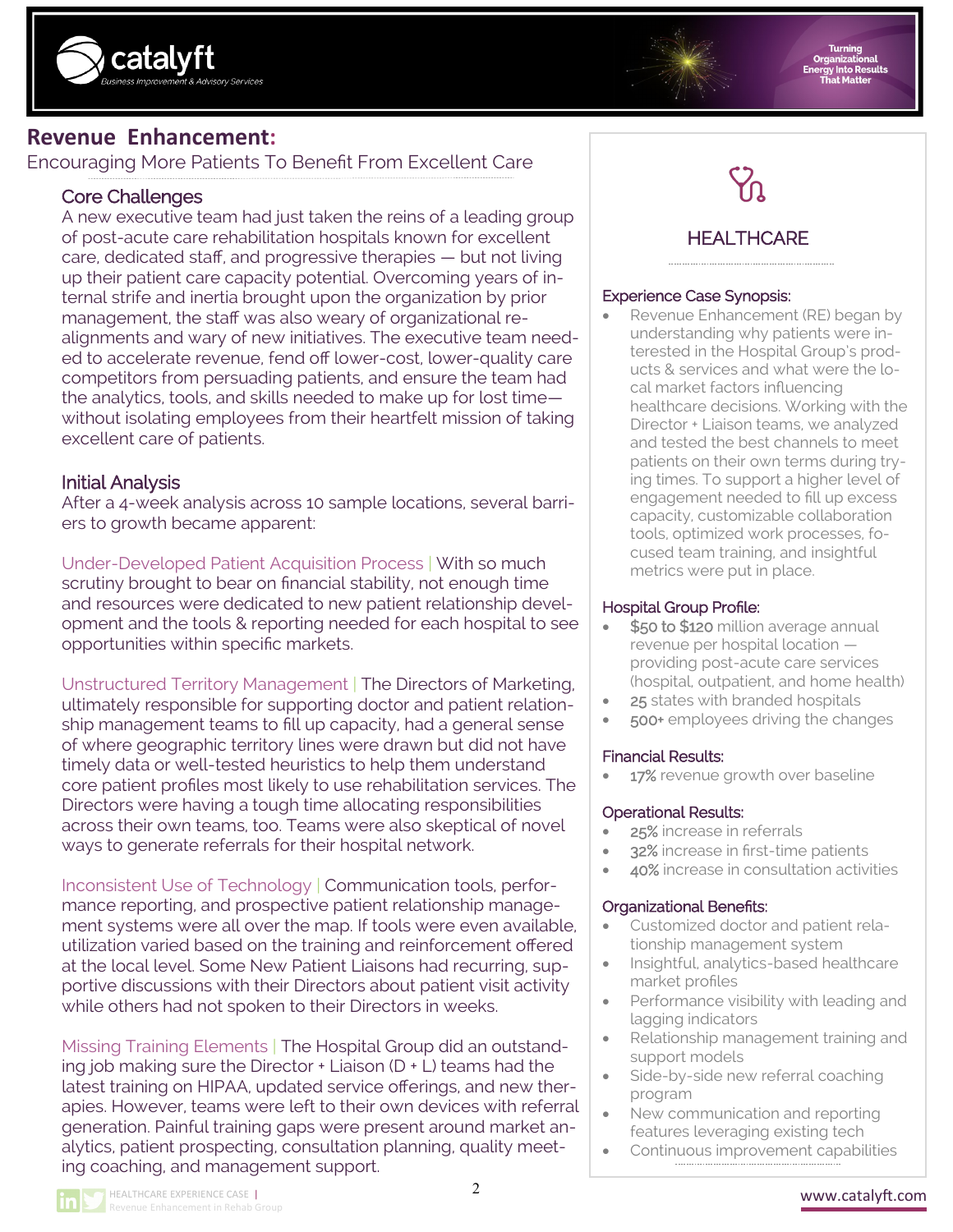# Revenue Enhancement:

Encouraging More Patients To Benefit From Excellent Care

## Core Challenges

A new executive team had just taken the reins of a leading group of post-acute care rehabilitation hospitals known for excellent care, dedicated staff, and progressive therapies — but not living up their patient care capacity potential. Overcoming years of internal strife and inertia brought upon the organization by prior management, the staff was also weary of organizational re-alignments and wary of new initiatives. The executive team needed to accelerate revenue, fend off lower-cost, lower-quality care competitors from persuading patients, and ensure the team had the analytics, tools, and skills needed to make up for lost time—without isolating employees from their heartfelt mission of taking excellent care of patients.

## Initial Analysis

After a 4-week analysis across 10 sample locations, several barriers to growth became apparent:

Under-Developed Patient Acquisition Process | With so much scrutiny brought to bear on financial stability, not enough time and resources were dedicated to new patient relationship development and the tools & reporting needed for each hospital to see opportunities within specific markets.

Unstructured Territory Management | The Directors of Marketing, ultimately responsible for supporting doctor and patient relationship management teams to fill up capacity, had a general sense of where geographic territory lines were drawn but did not have timely data or well-tested heuristics to help them understand core patient profiles most likely to use rehabilitation services. The Directors were having a tough time allocating responsibilities across their own teams, too. Teams were also skeptical of novel ways to generate referrals for their hospital network.

Inconsistent Use of Technology | Communication tools, performance reporting, and prospective patient relationship management systems were all over the map. If tools were even available, utilization varied based on the training and reinforcement offered at the local level. Some New Patient Liaisons had recurring, supportive discussions with their Directors about patient visit activity while others had not spoken to their Directors in weeks.

Missing Training Elements | The Hospital Group did an outstanding job making sure the Director + Liaison (D + L) teams had the latest training on HIPAA, updated service offerings, and new therapies. However, teams were left to their own devices with referral generation. Painful training gaps were present around market analytics, patient prospecting, consultation planning, quality meeting coaching, and management support.

## HEALTHCARE

### Experience Case Synopsis:

- Revenue Enhancement (RE) began by understanding why patients were interested in the Hospital Group's products & services and what were the local market factors influencing healthcare decisions. Working with the Director + Liaison teams, we analyzed and tested the best channels to meet patients on their own terms during trying times. To support a higher level of engagement needed to fill up excess capacity, customizable collaboration tools, optimized work processes, focused team training, and insightful metrics were put in place.

### Hospital Group Profile:

- **$50 to $120** million average annual revenue per hospital location — providing post-acute care services (hospital, outpatient, and home health)
- **25** states with branded hospitals
- **500+** employees driving the changes

### Financial Results:

- **17%** revenue growth over baseline

### Operational Results:

- **25%** increase in referrals
- **32%** increase in first-time patients
- **40%** increase in consultation activities

### Organizational Benefits:

- Customized doctor and patient relationship management system
- Insightful, analytics-based healthcare market profiles
- Performance visibility with leading and lagging indicators
- Relationship management training and support models
- Side-by-side new referral coaching program
- New communication and reporting features leveraging existing tech
- Continuous improvement capabilities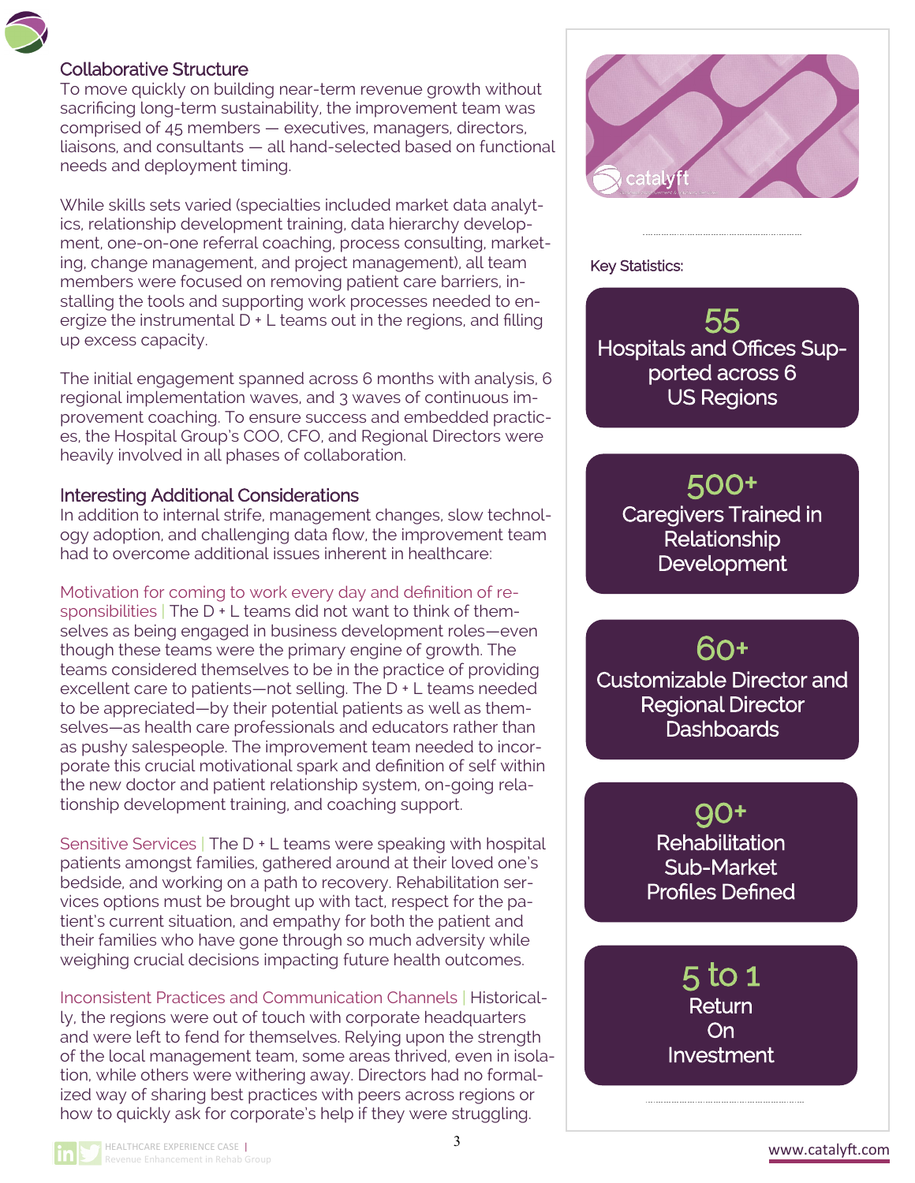## Collaborative Structure

To move quickly on building near-term revenue growth without sacrificing long-term sustainability, the improvement team was comprised of 45 members — executives, managers, directors, liaisons, and consultants — all hand-selected based on functional needs and deployment timing.

While skills sets varied (specialties included market data analytics, relationship development training, data hierarchy development, one-on-one referral coaching, process consulting, marketing, change management, and project management), all team members were focused on removing patient care barriers, installing the tools and supporting work processes needed to energize the instrumental D + L teams out in the regions, and filling up excess capacity.

The initial engagement spanned across 6 months with analysis, 6 regional implementation waves, and 3 waves of continuous improvement coaching. To ensure success and embedded practices, the Hospital Group's COO, CFO, and Regional Directors were heavily involved in all phases of collaboration.

## Interesting Additional Considerations

In addition to internal strife, management changes, slow technology adoption, and challenging data flow, the improvement team had to overcome additional issues inherent in healthcare:

**Motivation for coming to work every day and definition of responsibilities** | The D + L teams did not want to think of themselves as being engaged in business development roles—even though these teams were the primary engine of growth. The teams considered themselves to be in the practice of providing excellent care to patients—not selling. The D + L teams needed to be appreciated—by their potential patients as well as themselves—as health care professionals and educators rather than as pushy salespeople. The improvement team needed to incorporate this crucial motivational spark and definition of self within the new doctor and patient relationship system, on-going relationship development training, and coaching support.

**Sensitive Services** | The D + L teams were speaking with hospital patients amongst families, gathered around at their loved one's bedside, and working on a path to recovery. Rehabilitation services options must be brought up with tact, respect for the patient's current situation, and empathy for both the patient and their families who have gone through so much adversity while weighing crucial decisions impacting future health outcomes.

**Inconsistent Practices and Communication Channels** | Historically, the regions were out of touch with corporate headquarters and were left to fend for themselves. Relying upon the strength of the local management team, some areas thrived, even in isolation, while others were withering away. Directors had no formalized way of sharing best practices with peers across regions or how to quickly ask for corporate's help if they were struggling.

---

Key Statistics:

**55**
Hospitals and Offices Supported across 6 US Regions

**500+**
Caregivers Trained in Relationship Development

**60+**
Customizable Director and Regional Director Dashboards

**90+**
Rehabilitation Sub-Market Profiles Defined

**5 to 1**
Return On Investment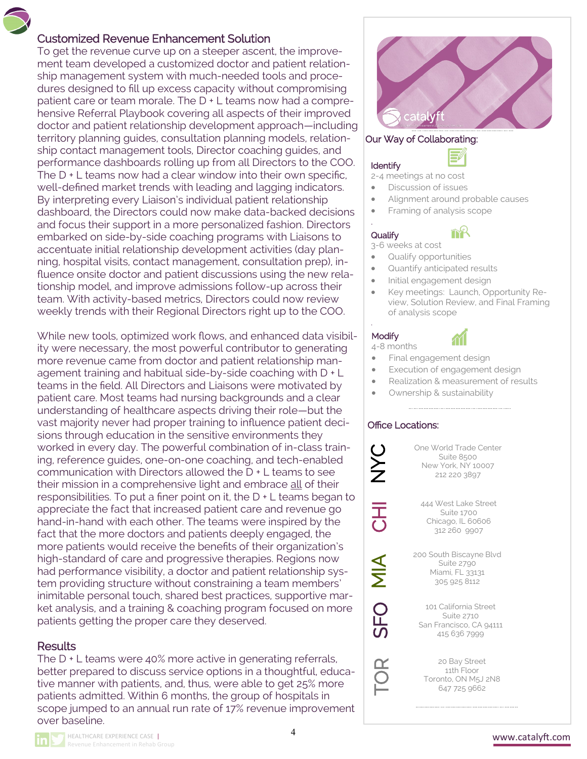## Customized Revenue Enhancement Solution

To get the revenue curve up on a steeper ascent, the improvement team developed a customized doctor and patient relationship management system with much-needed tools and procedures designed to fill up excess capacity without compromising patient care or team morale. The D + L teams now had a comprehensive Referral Playbook covering all aspects of their improved doctor and patient relationship development approach—including territory planning guides, consultation planning models, relationship contact management tools, Director coaching guides, and performance dashboards rolling up from all Directors to the COO. The D + L teams now had a clear window into their own specific, well-defined market trends with leading and lagging indicators. By interpreting every Liaison's individual patient relationship dashboard, the Directors could now make data-backed decisions and focus their support in a more personalized fashion. Directors embarked on side-by-side coaching programs with Liaisons to accentuate initial relationship development activities (day planning, hospital visits, contact management, consultation prep), influence onsite doctor and patient discussions using the new relationship model, and improve admissions follow-up across their team. With activity-based metrics, Directors could now review weekly trends with their Regional Directors right up to the COO.

While new tools, optimized work flows, and enhanced data visibility were necessary, the most powerful contributor to generating more revenue came from doctor and patient relationship management training and habitual side-by-side coaching with D + L teams in the field. All Directors and Liaisons were motivated by patient care. Most teams had nursing backgrounds and a clear understanding of healthcare aspects driving their role—but the vast majority never had proper training to influence patient decisions through education in the sensitive environments they worked in every day. The powerful combination of in-class training, reference guides, one-on-one coaching, and tech-enabled communication with Directors allowed the D + L teams to see their mission in a comprehensive light and embrace <u>all</u> of their responsibilities. To put a finer point on it, the D + L teams began to appreciate the fact that increased patient care and revenue go hand-in-hand with each other. The teams were inspired by the fact that the more doctors and patients deeply engaged, the more patients would receive the benefits of their organization's high-standard of care and progressive therapies. Regions now had performance visibility, a doctor and patient relationship system providing structure without constraining a team members' inimitable personal touch, shared best practices, supportive market analysis, and a training & coaching program focused on more patients getting the proper care they deserved.

## Results

The D + L teams were 40% more active in generating referrals, better prepared to discuss service options in a thoughtful, educative manner with patients, and, thus, were able to get 25% more patients admitted. Within 6 months, the group of hospitals in scope jumped to an annual run rate of 17% revenue improvement over baseline.

### Our Way of Collaborating:

**Identify**
2-4 meetings at no cost
- Discussion of issues
- Alignment around probable causes
- Framing of analysis scope

**Qualify**
3-6 weeks at cost
- Qualify opportunities
- Quantify anticipated results
- Initial engagement design
- Key meetings: Launch, Opportunity Review, Solution Review, and Final Framing of analysis scope

**Modify**
4-8 months
- Final engagement design
- Execution of engagement design
- Realization & measurement of results
- Ownership & sustainability

### Office Locations:

**NYC**
One World Trade Center
Suite 8500
New York, NY 10007
212 220 3897

**CHI**
444 West Lake Street
Suite 1700
Chicago, IL 60606
312 260 9907

**MIA**
200 South Biscayne Blvd
Suite 2790
Miami, FL 33131
305 925 8112

**SFO**
101 California Street
Suite 2710
San Francisco, CA 94111
415 636 7999

**TOR**
20 Bay Street
11th Floor
Toronto, ON M5J 2N8
647 725 9662

www.catalyft.com